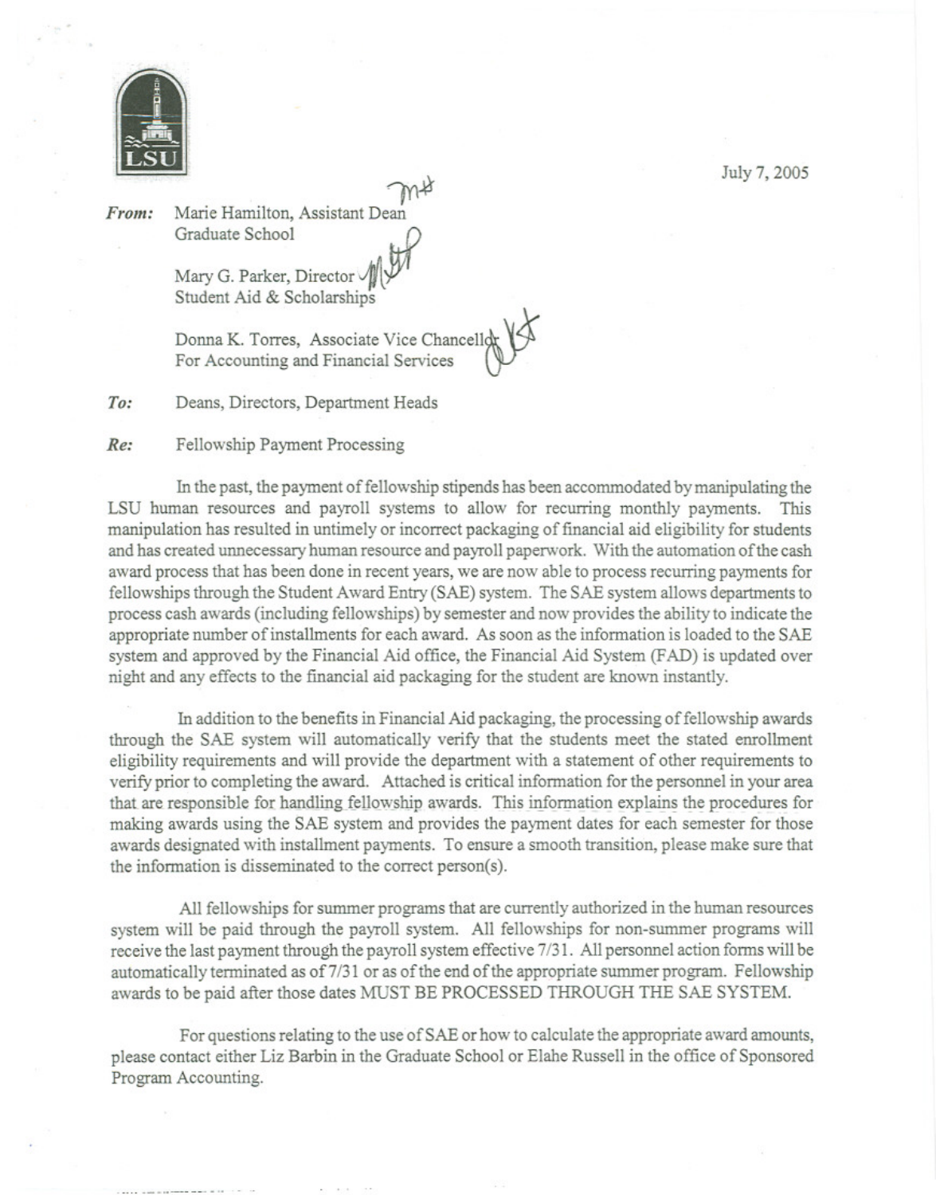LSU

July 7, 2005

***From:*** Marie Hamilton, Assistant Dean
Graduate School

Mary G. Parker, Director
Student Aid & Scholarships

Donna K. Torres, Associate Vice Chancellor
For Accounting and Financial Services

***To:*** Deans, Directors, Department Heads

***Re:*** Fellowship Payment Processing

In the past, the payment of fellowship stipends has been accommodated by manipulating the LSU human resources and payroll systems to allow for recurring monthly payments. This manipulation has resulted in untimely or incorrect packaging of financial aid eligibility for students and has created unnecessary human resource and payroll paperwork. With the automation of the cash award process that has been done in recent years, we are now able to process recurring payments for fellowships through the Student Award Entry (SAE) system. The SAE system allows departments to process cash awards (including fellowships) by semester and now provides the ability to indicate the appropriate number of installments for each award. As soon as the information is loaded to the SAE system and approved by the Financial Aid office, the Financial Aid System (FAD) is updated over night and any effects to the financial aid packaging for the student are known instantly.

In addition to the benefits in Financial Aid packaging, the processing of fellowship awards through the SAE system will automatically verify that the students meet the stated enrollment eligibility requirements and will provide the department with a statement of other requirements to verify prior to completing the award. Attached is critical information for the personnel in your area that are responsible for handling fellowship awards. This information explains the procedures for making awards using the SAE system and provides the payment dates for each semester for those awards designated with installment payments. To ensure a smooth transition, please make sure that the information is disseminated to the correct person(s).

All fellowships for summer programs that are currently authorized in the human resources system will be paid through the payroll system. All fellowships for non-summer programs will receive the last payment through the payroll system effective 7/31. All personnel action forms will be automatically terminated as of 7/31 or as of the end of the appropriate summer program. Fellowship awards to be paid after those dates MUST BE PROCESSED THROUGH THE SAE SYSTEM.

For questions relating to the use of SAE or how to calculate the appropriate award amounts, please contact either Liz Barbin in the Graduate School or Elahe Russell in the office of Sponsored Program Accounting.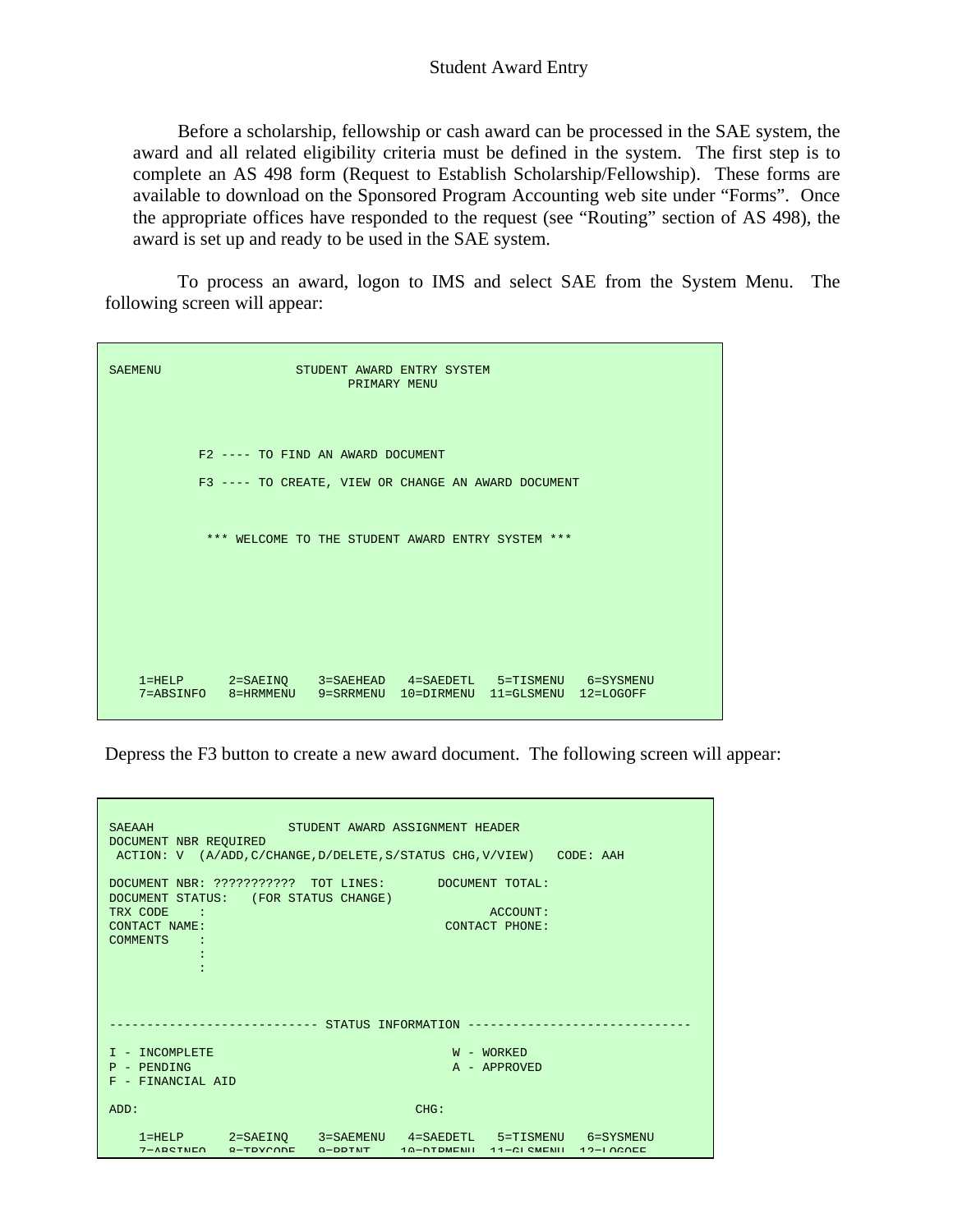# Student Award Entry

Before a scholarship, fellowship or cash award can be processed in the SAE system, the award and all related eligibility criteria must be defined in the system. The first step is to complete an AS 498 form (Request to Establish Scholarship/Fellowship). These forms are available to download on the Sponsored Program Accounting web site under "Forms". Once the appropriate offices have responded to the request (see "Routing" section of AS 498), the award is set up and ready to be used in the SAE system.

To process an award, logon to IMS and select SAE from the System Menu. The following screen will appear:

```
SAEMENU                  STUDENT AWARD ENTRY SYSTEM
                                PRIMARY MENU



            F2 ---- TO FIND AN AWARD DOCUMENT

            F3 ---- TO CREATE, VIEW OR CHANGE AN AWARD DOCUMENT



             *** WELCOME TO THE STUDENT AWARD ENTRY SYSTEM ***








    1=HELP      2=SAEINQ    3=SAEHEAD   4=SAEDETL   5=TISMENU   6=SYSMENU
    7=ABSINFO   8=HRMMENU   9=SRRMENU  10=DIRMENU  11=GLSMENU  12=LOGOFF
```

Depress the F3 button to create a new award document. The following screen will appear:

```
SAEAAH                  STUDENT AWARD ASSIGNMENT HEADER
DOCUMENT NBR REQUIRED
 ACTION: V  (A/ADD,C/CHANGE,D/DELETE,S/STATUS CHG,V/VIEW)   CODE: AAH

DOCUMENT NBR: ???????????  TOT LINES:       DOCUMENT TOTAL:
DOCUMENT STATUS:   (FOR STATUS CHANGE)
TRX CODE    :                                      ACCOUNT:
CONTACT NAME:                                CONTACT PHONE:
COMMENTS    :
            :
            :



---------------------------- STATUS INFORMATION ------------------------------

I - INCOMPLETE                                W - WORKED
P - PENDING                                   A - APPROVED
F - FINANCIAL AID

ADD:                                    CHG:

    1=HELP      2=SAEINQ    3=SAEMENU   4=SAEDETL   5=TISMENU   6=SYSMENU
    7=ABSINFO   8=TRXCODE   9=PRINT    10=DIRMENU  11=GLSMENU  12=LOGOFF
```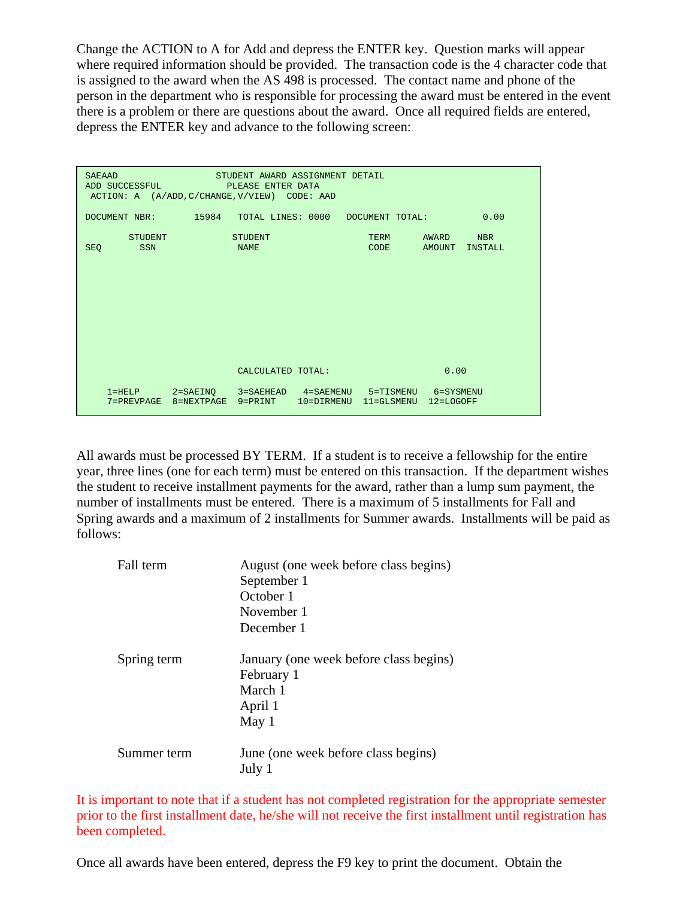Change the ACTION to A for Add and depress the ENTER key. Question marks will appear where required information should be provided. The transaction code is the 4 character code that is assigned to the award when the AS 498 is processed. The contact name and phone of the person in the department who is responsible for processing the award must be entered in the event there is a problem or there are questions about the award. Once all required fields are entered, depress the ENTER key and advance to the following screen:

```
SAEAAD                  STUDENT AWARD ASSIGNMENT DETAIL
ADD SUCCESSFUL            PLEASE ENTER DATA
 ACTION: A  (A/ADD,C/CHANGE,V/VIEW)  CODE: AAD

DOCUMENT NBR:       15984   TOTAL LINES: 0000   DOCUMENT TOTAL:          0.00

        STUDENT            STUDENT                  TERM      AWARD     NBR
SEQ       SSN                NAME                   CODE      AMOUNT  INSTALL









                             CALCULATED TOTAL:                    0.00

    1=HELP      2=SAEINQ    3=SAEHEAD   4=SAEMENU   5=TISMENU   6=SYSMENU
    7=PREVPAGE  8=NEXTPAGE  9=PRINT    10=DIRMENU  11=GLSMENU  12=LOGOFF
```

All awards must be processed BY TERM. If a student is to receive a fellowship for the entire year, three lines (one for each term) must be entered on this transaction. If the department wishes the student to receive installment payments for the award, rather than a lump sum payment, the number of installments must be entered. There is a maximum of 5 installments for Fall and Spring awards and a maximum of 2 installments for Summer awards. Installments will be paid as follows:

| | |
|---|---|
| Fall term | August (one week before class begins)<br>September 1<br>October 1<br>November 1<br>December 1 |
| Spring term | January (one week before class begins)<br>February 1<br>March 1<br>April 1<br>May 1 |
| Summer term | June (one week before class begins)<br>July 1 |

It is important to note that if a student has not completed registration for the appropriate semester prior to the first installment date, he/she will not receive the first installment until registration has been completed.

Once all awards have been entered, depress the F9 key to print the document. Obtain the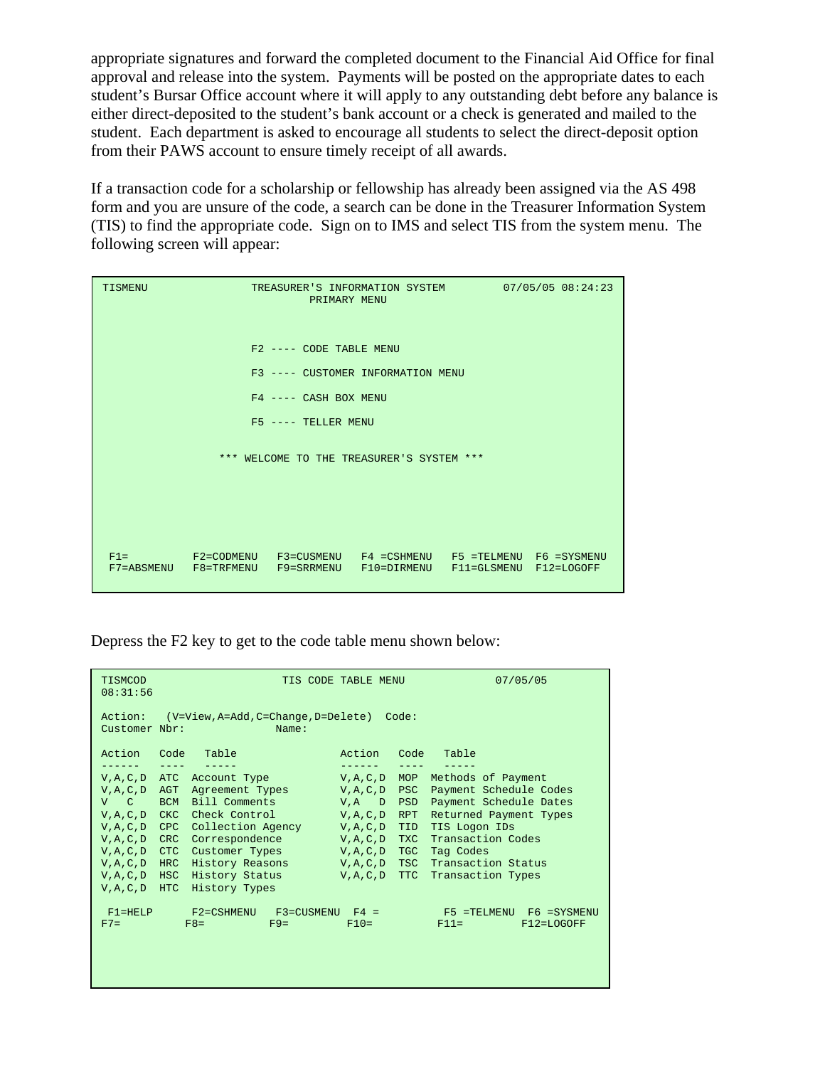appropriate signatures and forward the completed document to the Financial Aid Office for final approval and release into the system. Payments will be posted on the appropriate dates to each student's Bursar Office account where it will apply to any outstanding debt before any balance is either direct-deposited to the student's bank account or a check is generated and mailed to the student. Each department is asked to encourage all students to select the direct-deposit option from their PAWS account to ensure timely receipt of all awards.

If a transaction code for a scholarship or fellowship has already been assigned via the AS 498 form and you are unsure of the code, a search can be done in the Treasurer Information System (TIS) to find the appropriate code. Sign on to IMS and select TIS from the system menu. The following screen will appear:

```
TISMENU              TREASURER'S INFORMATION SYSTEM        07/05/05 08:24:23
                              PRIMARY MENU


                       F2 ---- CODE TABLE MENU

                       F3 ---- CUSTOMER INFORMATION MENU

                       F4 ---- CASH BOX MENU

                       F5 ---- TELLER MENU

                  *** WELCOME TO THE TREASURER'S SYSTEM ***




 F1=          F2=CODMENU   F3=CUSMENU   F4 =CSHMENU   F5 =TELMENU  F6 =SYSMENU
 F7=ABSMENU   F8=TRFMENU   F9=SRRMENU   F10=DIRMENU   F11=GLSMENU  F12=LOGOFF
```

Depress the F2 key to get to the code table menu shown below:

```
TISMCOD                    TIS CODE TABLE MENU              07/05/05
08:31:56

Action:   (V=View,A=Add,C=Change,D=Delete)  Code:
Customer Nbr:              Name:

Action   Code   Table                Action   Code   Table
------   ----   -----                ------   ----   -----
V,A,C,D  ATC  Account Type           V,A,C,D  MOP  Methods of Payment
V,A,C,D  AGT  Agreement Types        V,A,C,D  PSC  Payment Schedule Codes
V   C    BCM  Bill Comments          V,A   D  PSD  Payment Schedule Dates
V,A,C,D  CKC  Check Control          V,A,C,D  RPT  Returned Payment Types
V,A,C,D  CPC  Collection Agency      V,A,C,D  TID  TIS Logon IDs
V,A,C,D  CRC  Correspondence         V,A,C,D  TXC  Transaction Codes
V,A,C,D  CTC  Customer Types         V,A,C,D  TGC  Tag Codes
V,A,C,D  HRC  History Reasons        V,A,C,D  TSC  Transaction Status
V,A,C,D  HSC  History Status         V,A,C,D  TTC  Transaction Types
V,A,C,D  HTC  History Types

 F1=HELP      F2=CSHMENU   F3=CUSMENU  F4 =          F5 =TELMENU  F6 =SYSMENU
F7=          F8=          F9=         F10=          F11=         F12=LOGOFF
```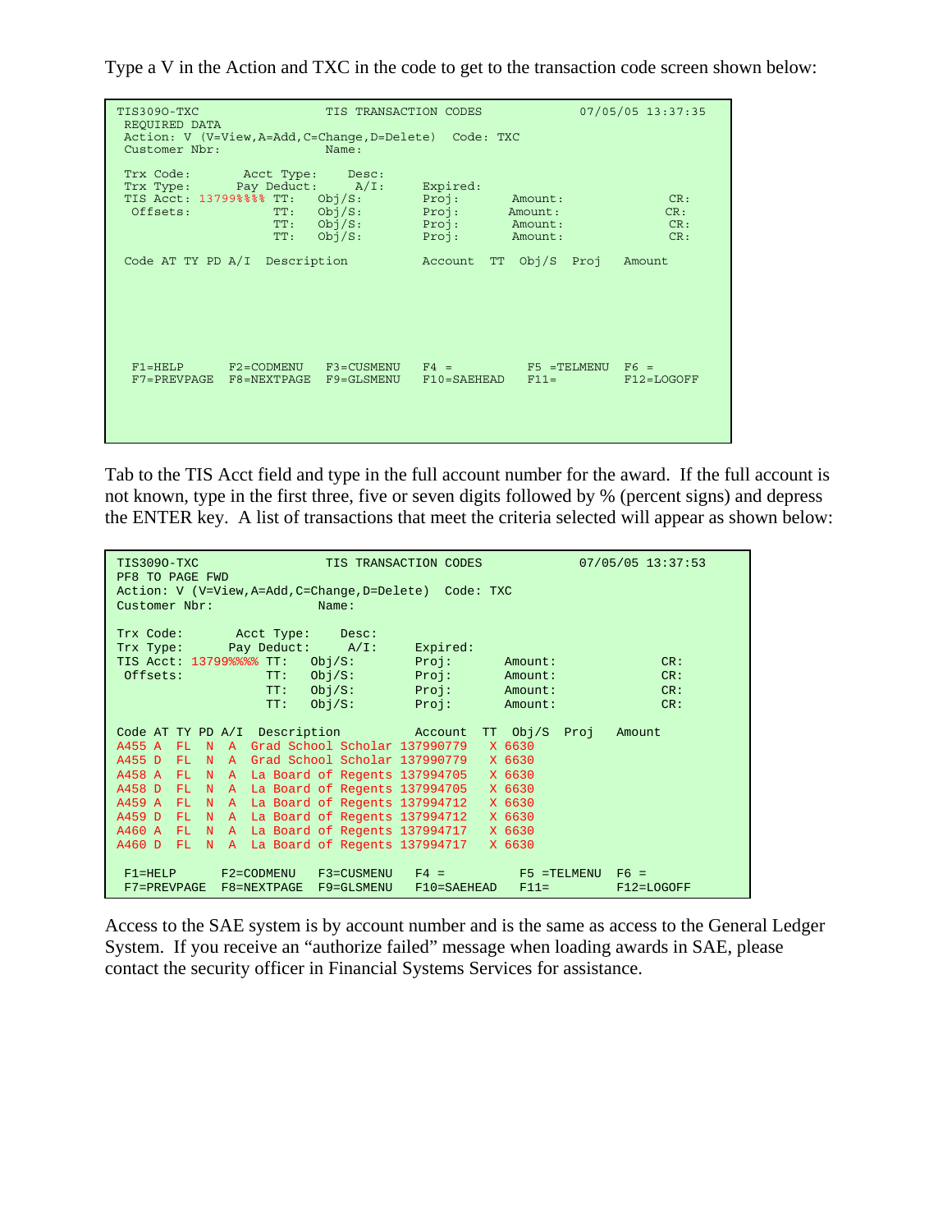Type a V in the Action and TXC in the code to get to the transaction code screen shown below:

```
TIS309O-TXC                 TIS TRANSACTION CODES           07/05/05 13:37:35
 REQUIRED DATA
 Action: V (V=View,A=Add,C=Change,D=Delete)  Code: TXC
 Customer Nbr:              Name:

 Trx Code:       Acct Type:    Desc:
 Trx Type:      Pay Deduct:     A/I:     Expired:
 TIS Acct: 13799%%%% TT:   Obj/S:        Proj:       Amount:              CR:
  Offsets:           TT:   Obj/S:        Proj:      Amount:              CR:
                     TT:   Obj/S:        Proj:       Amount:              CR:
                     TT:   Obj/S:        Proj:       Amount:              CR:

 Code AT TY PD A/I  Description          Account  TT  Obj/S  Proj   Amount






  F1=HELP      F2=CODMENU   F3=CUSMENU   F4 =          F5 =TELMENU  F6 =
  F7=PREVPAGE  F8=NEXTPAGE  F9=GLSMENU   F10=SAEHEAD   F11=         F12=LOGOFF
```

Tab to the TIS Acct field and type in the full account number for the award. If the full account is not known, type in the first three, five or seven digits followed by % (percent signs) and depress the ENTER key. A list of transactions that meet the criteria selected will appear as shown below:

```
TIS309O-TXC                 TIS TRANSACTION CODES           07/05/05 13:37:53
PF8 TO PAGE FWD
Action: V (V=View,A=Add,C=Change,D=Delete)  Code: TXC
Customer Nbr:              Name:

Trx Code:       Acct Type:    Desc:
Trx Type:      Pay Deduct:     A/I:     Expired:
TIS Acct: 13799%%%% TT:   Obj/S:        Proj:       Amount:              CR:
 Offsets:           TT:   Obj/S:        Proj:       Amount:              CR:
                    TT:   Obj/S:        Proj:       Amount:              CR:
                    TT:   Obj/S:        Proj:       Amount:              CR:

Code AT TY PD A/I  Description          Account  TT  Obj/S  Proj   Amount
A455 A  FL  N  A  Grad School Scholar 137990779   X 6630
A455 D  FL  N  A  Grad School Scholar 137990779   X 6630
A458 A  FL  N  A  La Board of Regents 137994705   X 6630
A458 D  FL  N  A  La Board of Regents 137994705   X 6630
A459 A  FL  N  A  La Board of Regents 137994712   X 6630
A459 D  FL  N  A  La Board of Regents 137994712   X 6630
A460 A  FL  N  A  La Board of Regents 137994717   X 6630
A460 D  FL  N  A  La Board of Regents 137994717   X 6630

 F1=HELP      F2=CODMENU   F3=CUSMENU   F4 =          F5 =TELMENU  F6 =
 F7=PREVPAGE  F8=NEXTPAGE  F9=GLSMENU   F10=SAEHEAD   F11=         F12=LOGOFF
```

Access to the SAE system is by account number and is the same as access to the General Ledger System. If you receive an "authorize failed" message when loading awards in SAE, please contact the security officer in Financial Systems Services for assistance.